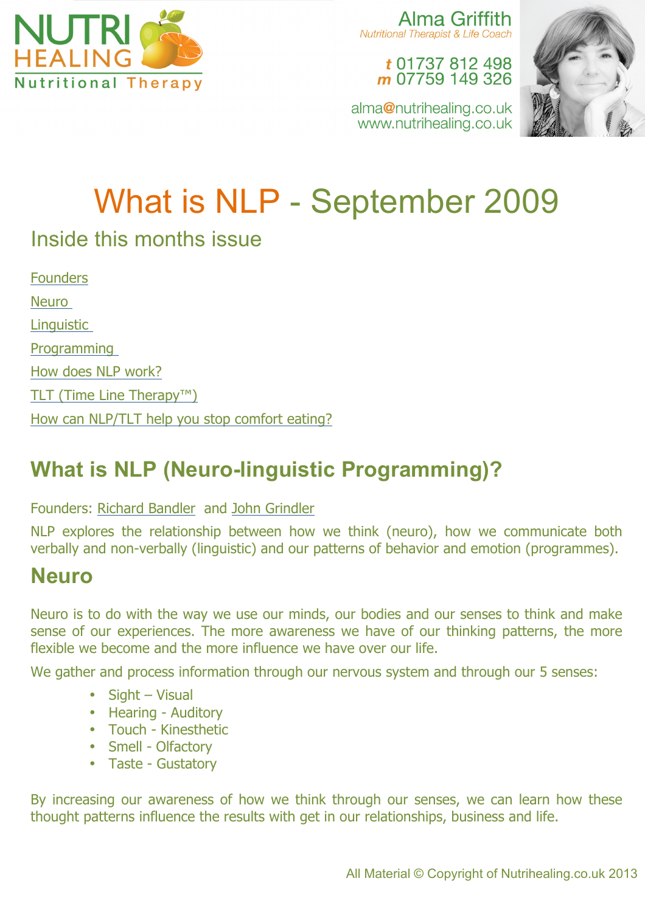NUTRI HEALING
Nutritional Therapy

Alma Griffith
*Nutritional Therapist & Life Coach*

**t** 01737 812 498
**m** 07759 149 326

alma@nutrihealing.co.uk
www.nutrihealing.co.uk

# What is NLP - September 2009

## Inside this months issue

- Founders
- Neuro
- Linguistic
- Programming
- How does NLP work?
- TLT (Time Line Therapy™)
- How can NLP/TLT help you stop comfort eating?

## What is NLP (Neuro-linguistic Programming)?

Founders: Richard Bandler and John Grindler

NLP explores the relationship between how we think (neuro), how we communicate both verbally and non-verbally (linguistic) and our patterns of behavior and emotion (programmes).

## Neuro

Neuro is to do with the way we use our minds, our bodies and our senses to think and make sense of our experiences. The more awareness we have of our thinking patterns, the more flexible we become and the more influence we have over our life.

We gather and process information through our nervous system and through our 5 senses:

- Sight – Visual
- Hearing - Auditory
- Touch - Kinesthetic
- Smell - Olfactory
- Taste - Gustatory

By increasing our awareness of how we think through our senses, we can learn how these thought patterns influence the results with get in our relationships, business and life.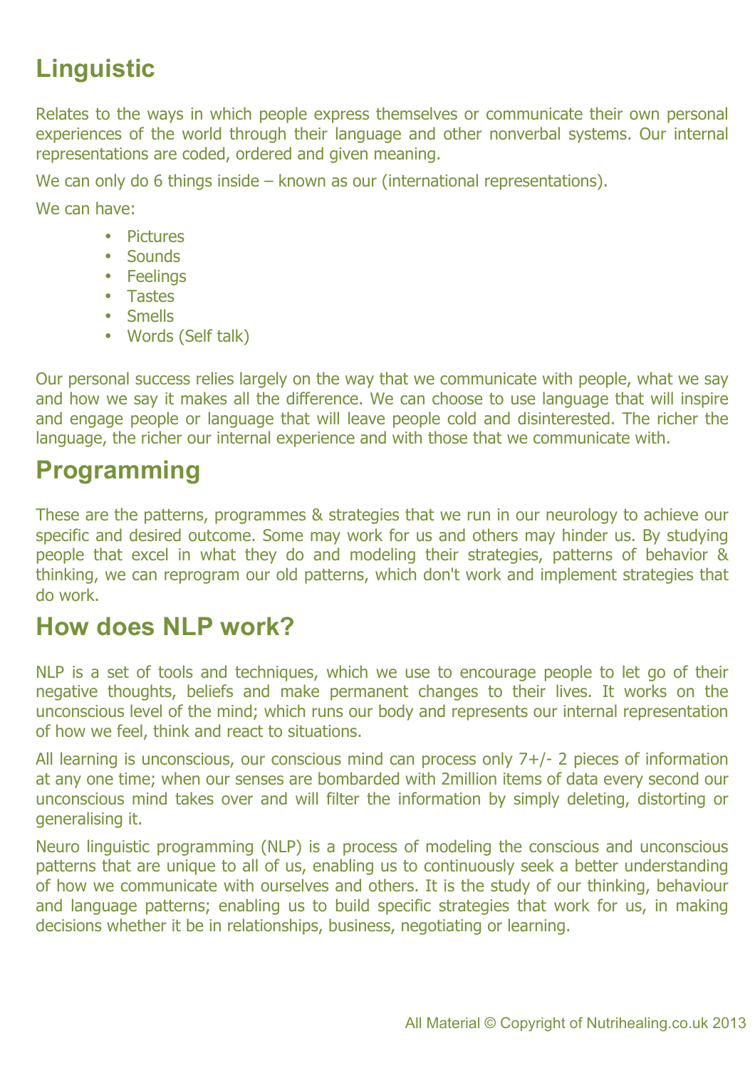## Linguistic

Relates to the ways in which people express themselves or communicate their own personal experiences of the world through their language and other nonverbal systems. Our internal representations are coded, ordered and given meaning.

We can only do 6 things inside – known as our (international representations).

We can have:

- Pictures
- Sounds
- Feelings
- Tastes
- Smells
- Words (Self talk)

Our personal success relies largely on the way that we communicate with people, what we say and how we say it makes all the difference. We can choose to use language that will inspire and engage people or language that will leave people cold and disinterested. The richer the language, the richer our internal experience and with those that we communicate with.

## Programming

These are the patterns, programmes & strategies that we run in our neurology to achieve our specific and desired outcome. Some may work for us and others may hinder us. By studying people that excel in what they do and modeling their strategies, patterns of behavior & thinking, we can reprogram our old patterns, which don't work and implement strategies that do work.

## How does NLP work?

NLP is a set of tools and techniques, which we use to encourage people to let go of their negative thoughts, beliefs and make permanent changes to their lives. It works on the unconscious level of the mind; which runs our body and represents our internal representation of how we feel, think and react to situations.

All learning is unconscious, our conscious mind can process only 7+/- 2 pieces of information at any one time; when our senses are bombarded with 2million items of data every second our unconscious mind takes over and will filter the information by simply deleting, distorting or generalising it.

Neuro linguistic programming (NLP) is a process of modeling the conscious and unconscious patterns that are unique to all of us, enabling us to continuously seek a better understanding of how we communicate with ourselves and others. It is the study of our thinking, behaviour and language patterns; enabling us to build specific strategies that work for us, in making decisions whether it be in relationships, business, negotiating or learning.

All Material © Copyright of Nutrihealing.co.uk 2013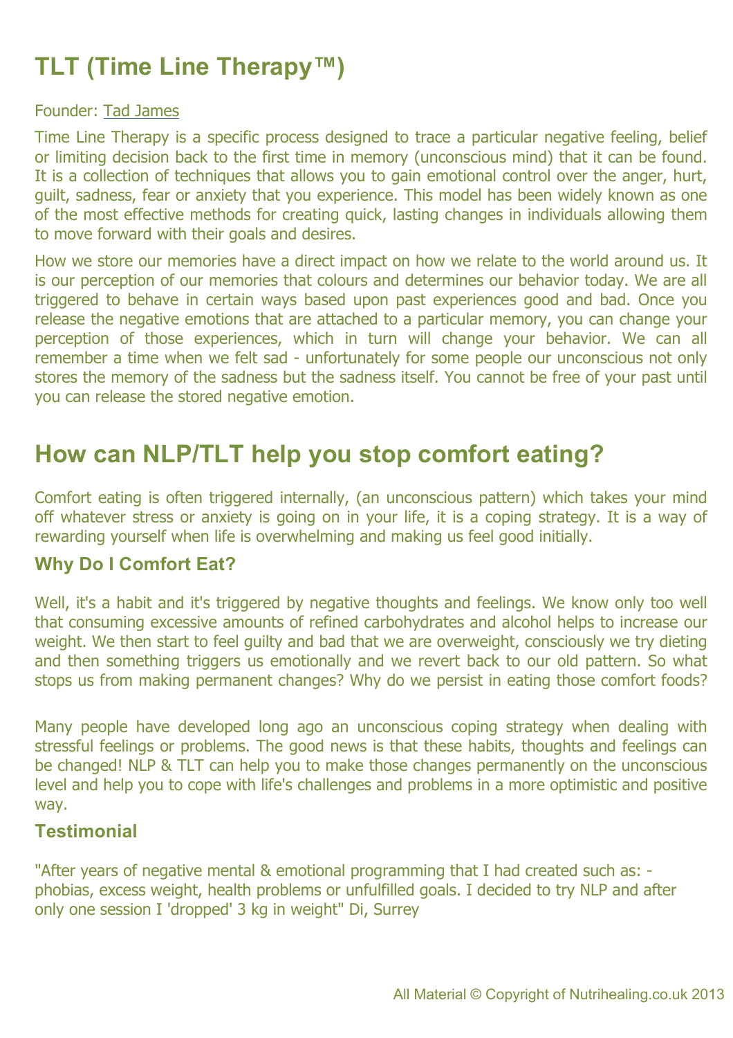## TLT (Time Line Therapy™)

Founder: Tad James

Time Line Therapy is a specific process designed to trace a particular negative feeling, belief or limiting decision back to the first time in memory (unconscious mind) that it can be found. It is a collection of techniques that allows you to gain emotional control over the anger, hurt, guilt, sadness, fear or anxiety that you experience. This model has been widely known as one of the most effective methods for creating quick, lasting changes in individuals allowing them to move forward with their goals and desires.

How we store our memories have a direct impact on how we relate to the world around us. It is our perception of our memories that colours and determines our behavior today. We are all triggered to behave in certain ways based upon past experiences good and bad. Once you release the negative emotions that are attached to a particular memory, you can change your perception of those experiences, which in turn will change your behavior. We can all remember a time when we felt sad - unfortunately for some people our unconscious not only stores the memory of the sadness but the sadness itself. You cannot be free of your past until you can release the stored negative emotion.

## How can NLP/TLT help you stop comfort eating?

Comfort eating is often triggered internally, (an unconscious pattern) which takes your mind off whatever stress or anxiety is going on in your life, it is a coping strategy. It is a way of rewarding yourself when life is overwhelming and making us feel good initially.

### Why Do I Comfort Eat?

Well, it's a habit and it's triggered by negative thoughts and feelings. We know only too well that consuming excessive amounts of refined carbohydrates and alcohol helps to increase our weight. We then start to feel guilty and bad that we are overweight, consciously we try dieting and then something triggers us emotionally and we revert back to our old pattern. So what stops us from making permanent changes? Why do we persist in eating those comfort foods?

Many people have developed long ago an unconscious coping strategy when dealing with stressful feelings or problems. The good news is that these habits, thoughts and feelings can be changed! NLP & TLT can help you to make those changes permanently on the unconscious level and help you to cope with life's challenges and problems in a more optimistic and positive way.

### Testimonial

"After years of negative mental & emotional programming that I had created such as: - phobias, excess weight, health problems or unfulfilled goals. I decided to try NLP and after only one session I 'dropped' 3 kg in weight" Di, Surrey

All Material © Copyright of Nutrihealing.co.uk 2013